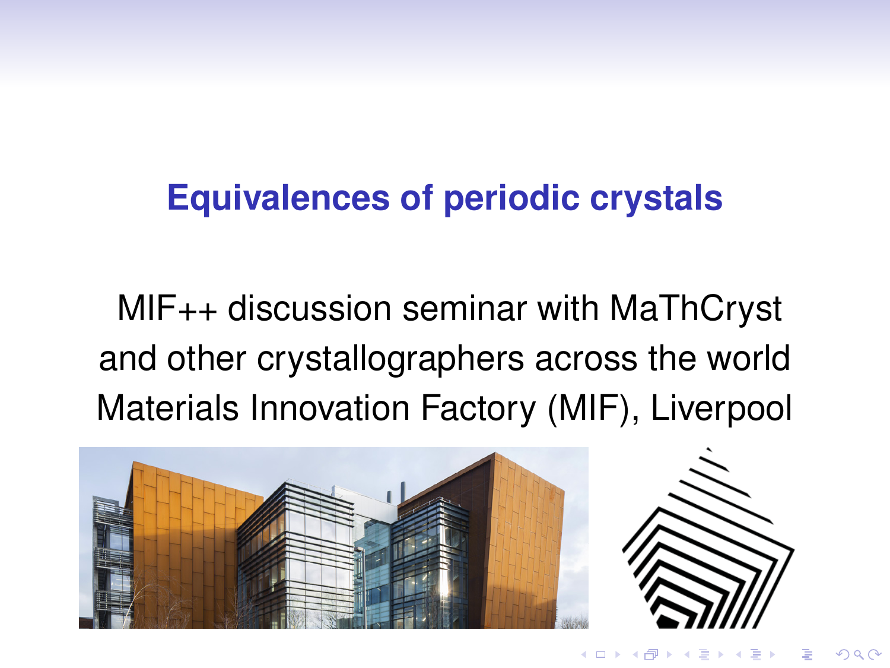# Equivalences of periodic crystals

MIF++ discussion seminar with MaThCryst
and other crystallographers across the world
Materials Innovation Factory (MIF), Liverpool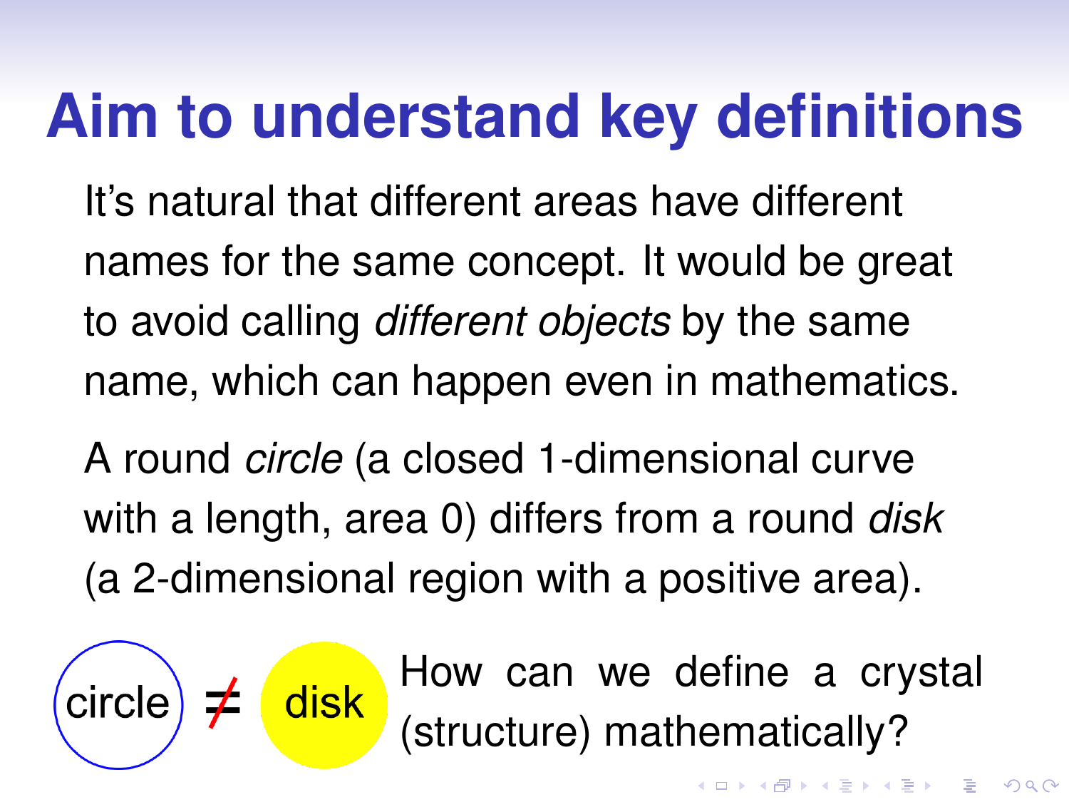# Aim to understand key definitions

It's natural that different areas have different names for the same concept. It would be great to avoid calling *different objects* by the same name, which can happen even in mathematics.

A round *circle* (a closed 1-dimensional curve with a length, area 0) differs from a round *disk* (a 2-dimensional region with a positive area).

circle $\neq$ disk

How can we define a crystal (structure) mathematically?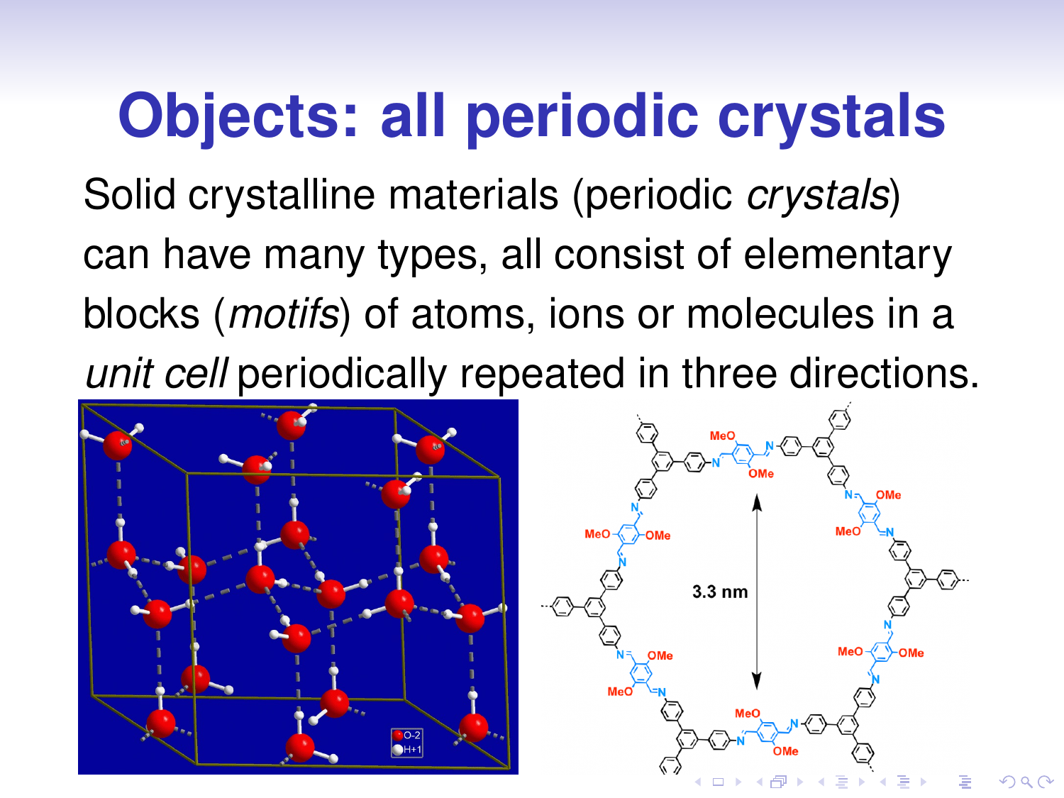# Objects: all periodic crystals

Solid crystalline materials (periodic *crystals*) can have many types, all consist of elementary blocks (*motifs*) of atoms, ions or molecules in a *unit cell* periodically repeated in three directions.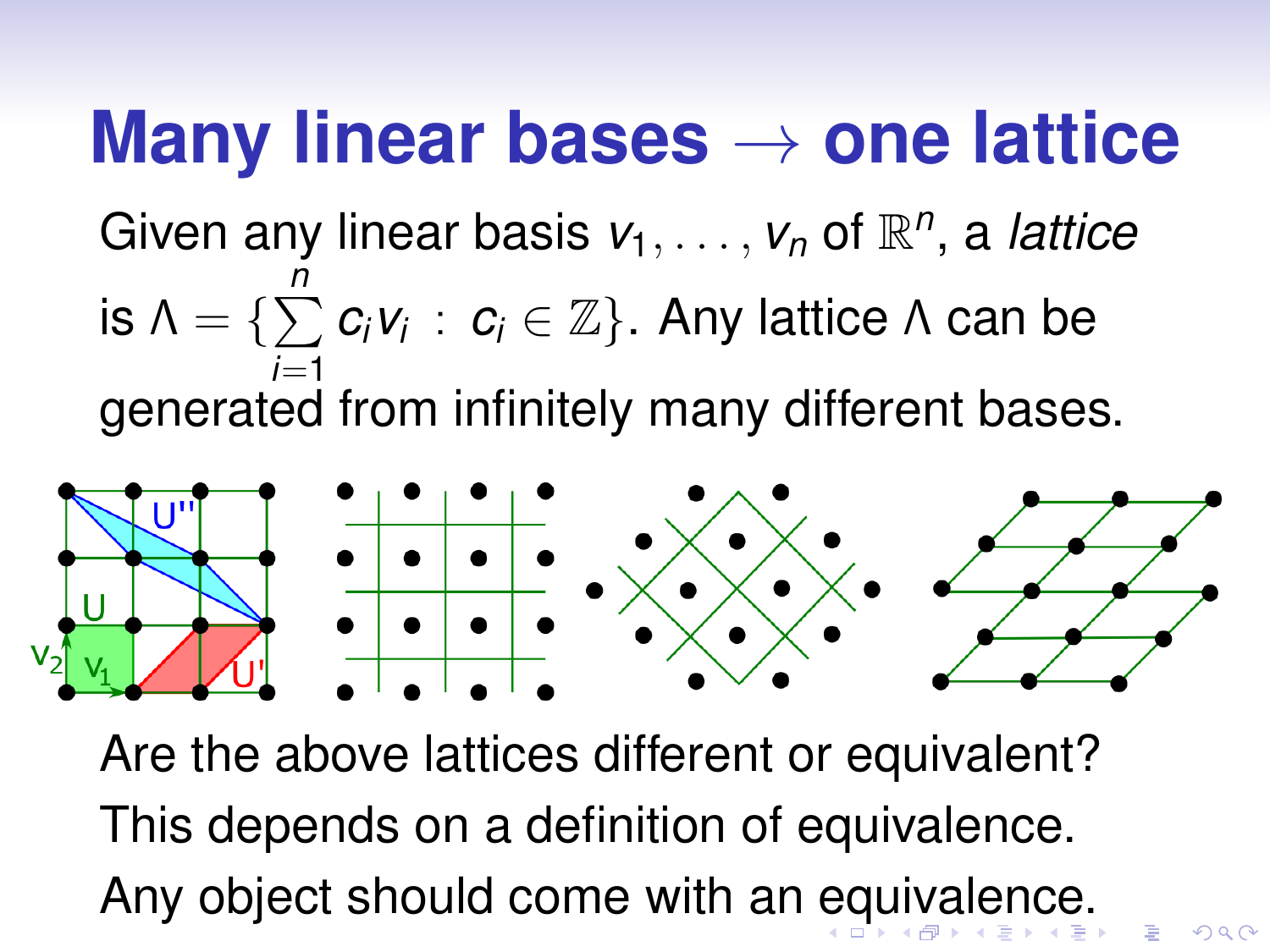# Many linear bases → one lattice

Given any linear basis $v_1, \ldots, v_n$ of $\mathbb{R}^n$, a *lattice* is $\Lambda = \{\sum_{i=1}^{n} c_i v_i \ : \ c_i \in \mathbb{Z}\}$. Any lattice $\Lambda$ can be generated from infinitely many different bases.

Are the above lattices different or equivalent?

This depends on a definition of equivalence.

Any object should come with an equivalence.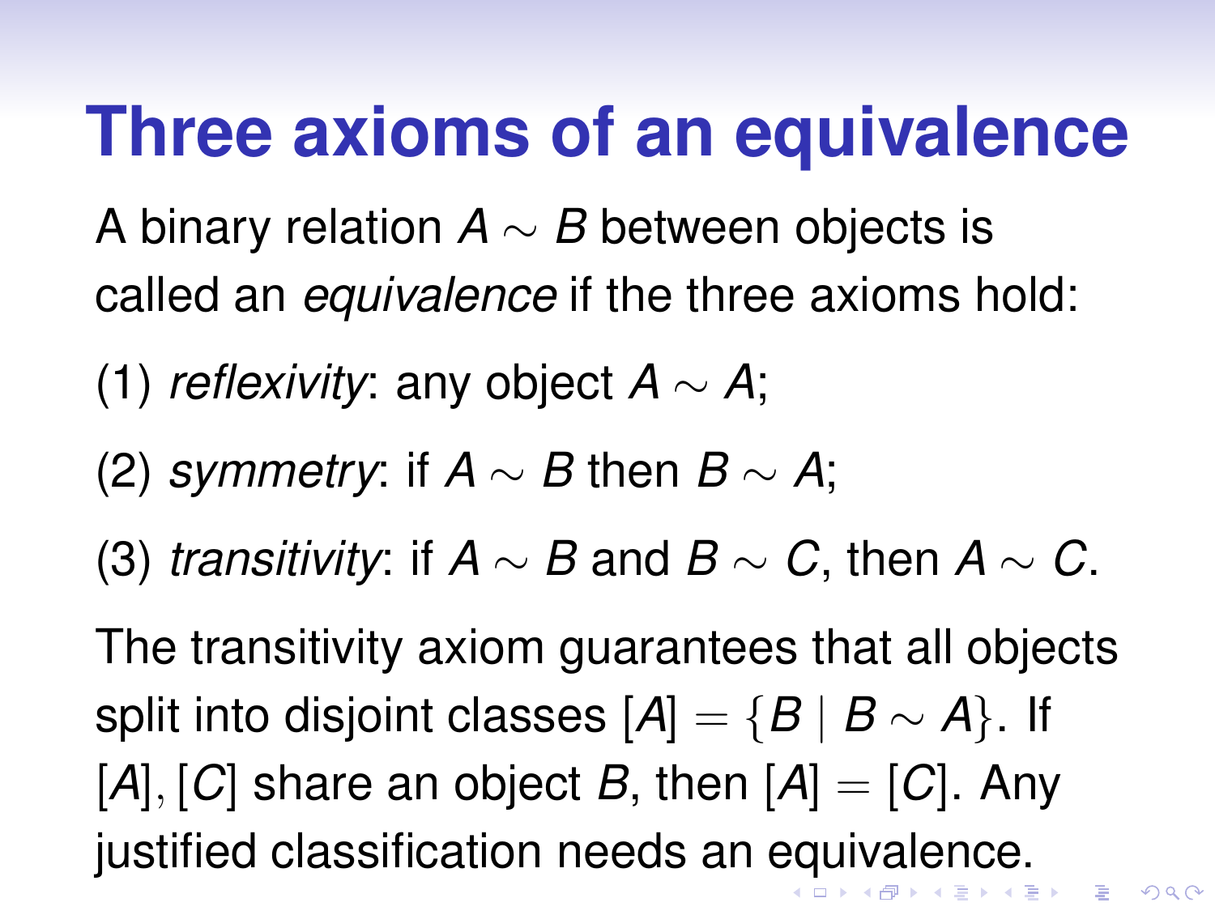# Three axioms of an equivalence

A binary relation $A \sim B$ between objects is called an *equivalence* if the three axioms hold:

(1) *reflexivity*: any object $A \sim A$;

(2) *symmetry*: if $A \sim B$ then $B \sim A$;

(3) *transitivity*: if $A \sim B$ and $B \sim C$, then $A \sim C$.

The transitivity axiom guarantees that all objects split into disjoint classes $[A] = \{B \mid B \sim A\}$. If $[A], [C]$ share an object $B$, then $[A] = [C]$. Any justified classification needs an equivalence.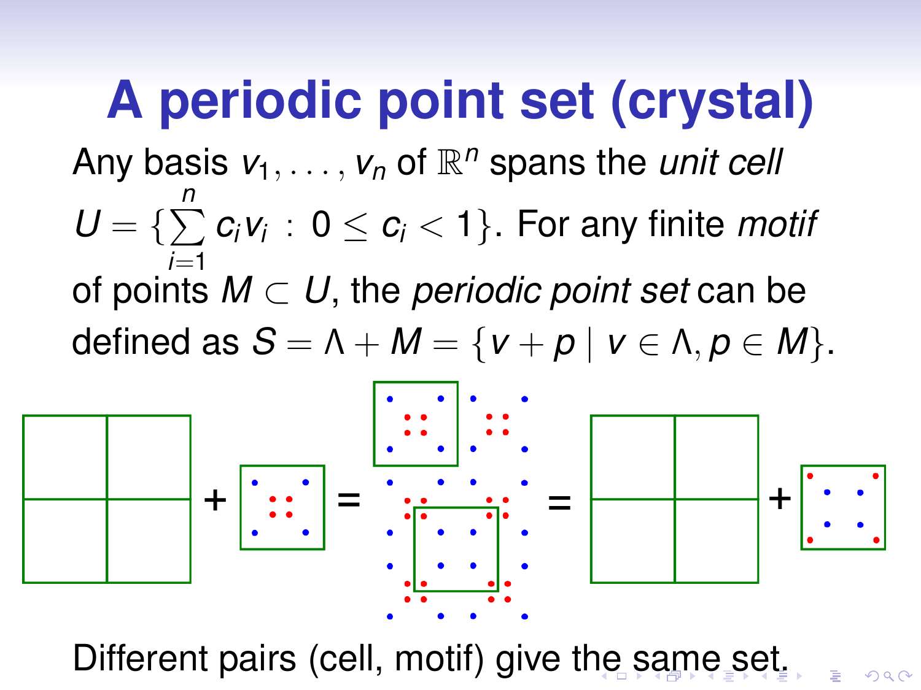# A periodic point set (crystal)

Any basis $v_1, \ldots, v_n$ of $\mathbb{R}^n$ spans the *unit cell* $U = \{\sum_{i=1}^{n} c_i v_i \,:\, 0 \leq c_i < 1\}$. For any finite *motif* of points $M \subset U$, the *periodic point set* can be defined as $S = \Lambda + M = \{v + p \mid v \in \Lambda, p \in M\}$.

Different pairs (cell, motif) give the same set.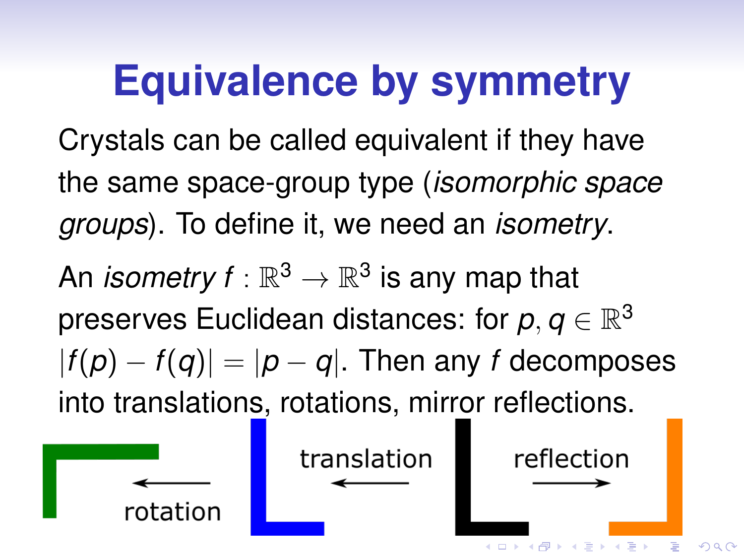# Equivalence by symmetry

Crystals can be called equivalent if they have the same space-group type (*isomorphic space groups*). To define it, we need an *isometry*.

An *isometry* $f : \mathbb{R}^3 \to \mathbb{R}^3$ is any map that preserves Euclidean distances: for $p, q \in \mathbb{R}^3$ $|f(p) - f(q)| = |p - q|$. Then any $f$ decomposes into translations, rotations, mirror reflections.

rotation translation reflection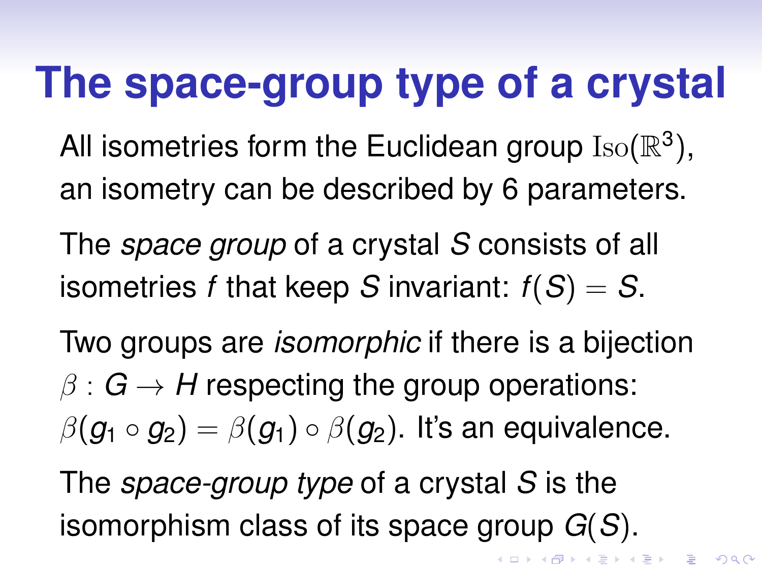# The space-group type of a crystal

All isometries form the Euclidean group $\mathrm{Iso}(\mathbb{R}^3)$, an isometry can be described by 6 parameters.

The *space group* of a crystal $S$ consists of all isometries $f$ that keep $S$ invariant: $f(S) = S$.

Two groups are *isomorphic* if there is a bijection $\beta : G \to H$ respecting the group operations: $\beta(g_1 \circ g_2) = \beta(g_1) \circ \beta(g_2)$. It's an equivalence.

The *space-group type* of a crystal $S$ is the isomorphism class of its space group $G(S)$.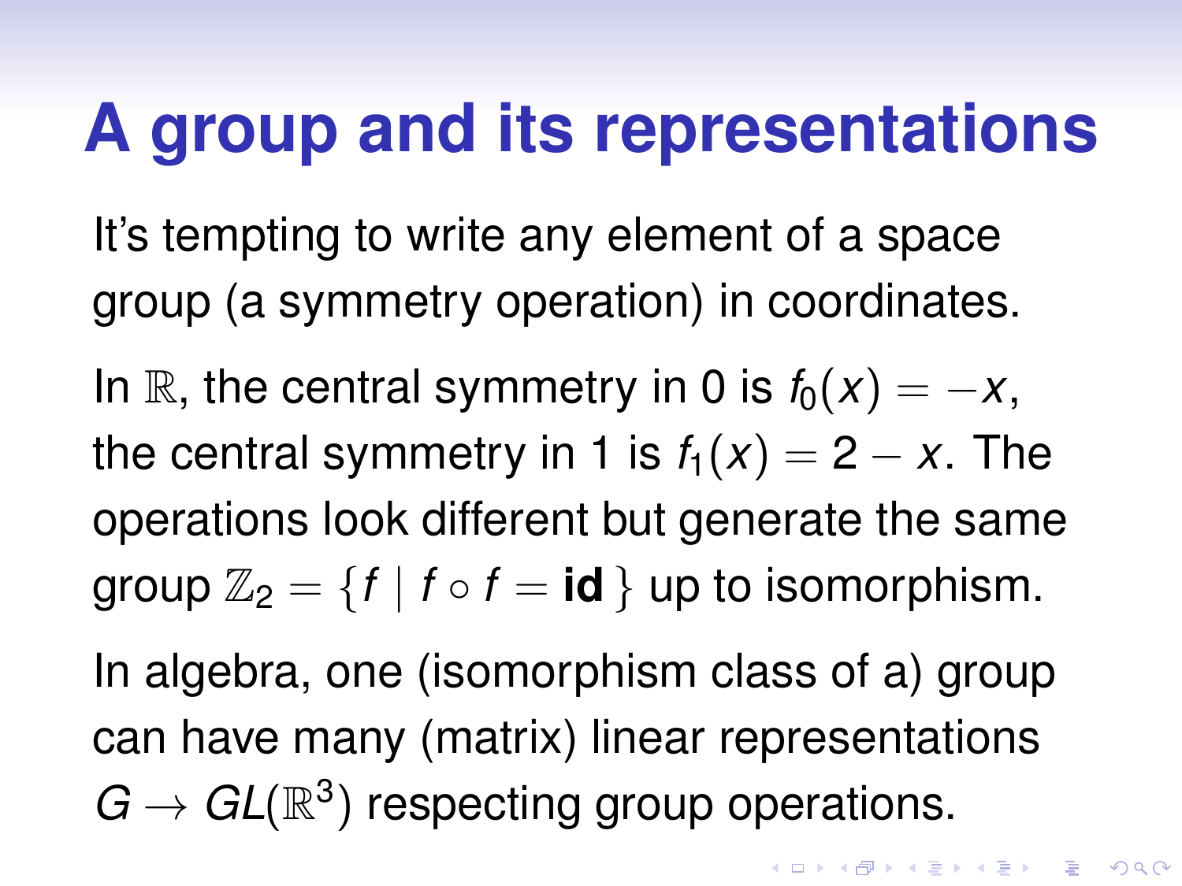# A group and its representations

It's tempting to write any element of a space group (a symmetry operation) in coordinates.

In $\mathbb{R}$, the central symmetry in 0 is $f_0(x) = -x$, the central symmetry in 1 is $f_1(x) = 2 - x$. The operations look different but generate the same group $\mathbb{Z}_2 = \{ f \mid f \circ f = \mathbf{id} \}$ up to isomorphism.

In algebra, one (isomorphism class of a) group can have many (matrix) linear representations $G \to GL(\mathbb{R}^3)$ respecting group operations.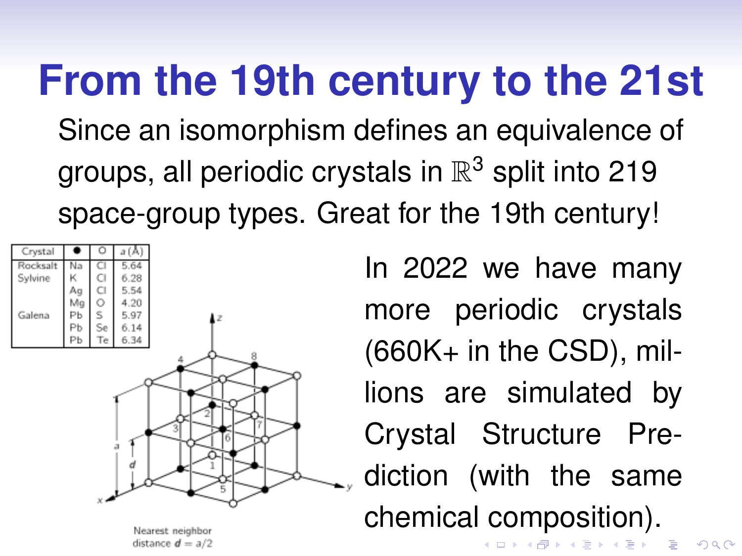# From the 19th century to the 21st

Since an isomorphism defines an equivalence of groups, all periodic crystals in $\mathbb{R}^3$ split into 219 space-group types. Great for the 19th century!

| Crystal | ● | ○ | a (Å) |
|---|---|---|---|
| Rocksalt | Na | Cl | 5.64 |
| Sylvine | K | Cl | 6.28 |
| | Ag | Cl | 5.54 |
| | Mg | O | 4.20 |
| Galena | Pb | S | 5.97 |
| | Pb | Se | 6.14 |
| | Pb | Te | 6.34 |

Nearest neighbor distance $d = a/2$

In 2022 we have many more periodic crystals (660K+ in the CSD), millions are simulated by Crystal Structure Prediction (with the same chemical composition).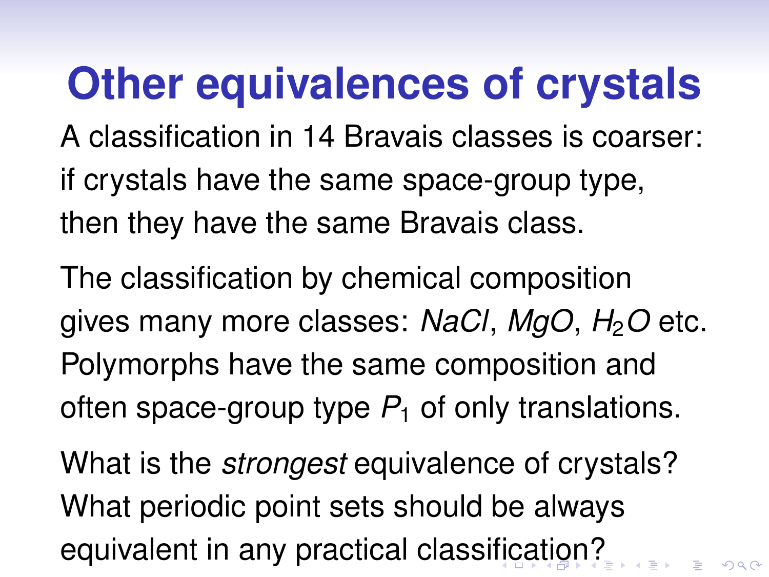# Other equivalences of crystals

A classification in 14 Bravais classes is coarser: if crystals have the same space-group type, then they have the same Bravais class.

The classification by chemical composition gives many more classes: *NaCl*, *MgO*, $H_2O$ etc. Polymorphs have the same composition and often space-group type $P_1$ of only translations.

What is the *strongest* equivalence of crystals? What periodic point sets should be always equivalent in any practical classification?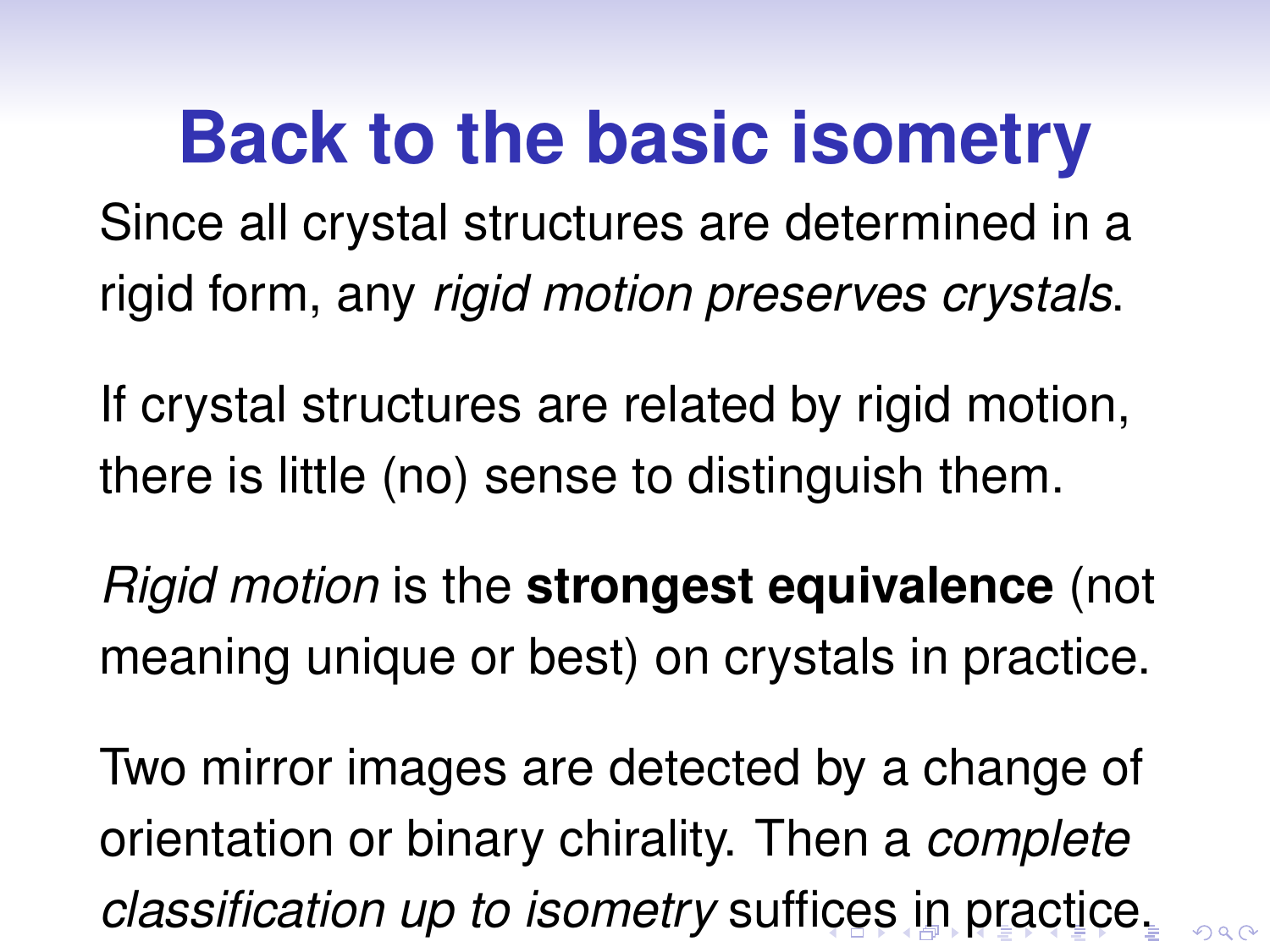# Back to the basic isometry

Since all crystal structures are determined in a rigid form, any *rigid motion preserves crystals*.

If crystal structures are related by rigid motion, there is little (no) sense to distinguish them.

*Rigid motion* is the **strongest equivalence** (not meaning unique or best) on crystals in practice.

Two mirror images are detected by a change of orientation or binary chirality. Then a *complete classification up to isometry* suffices in practice.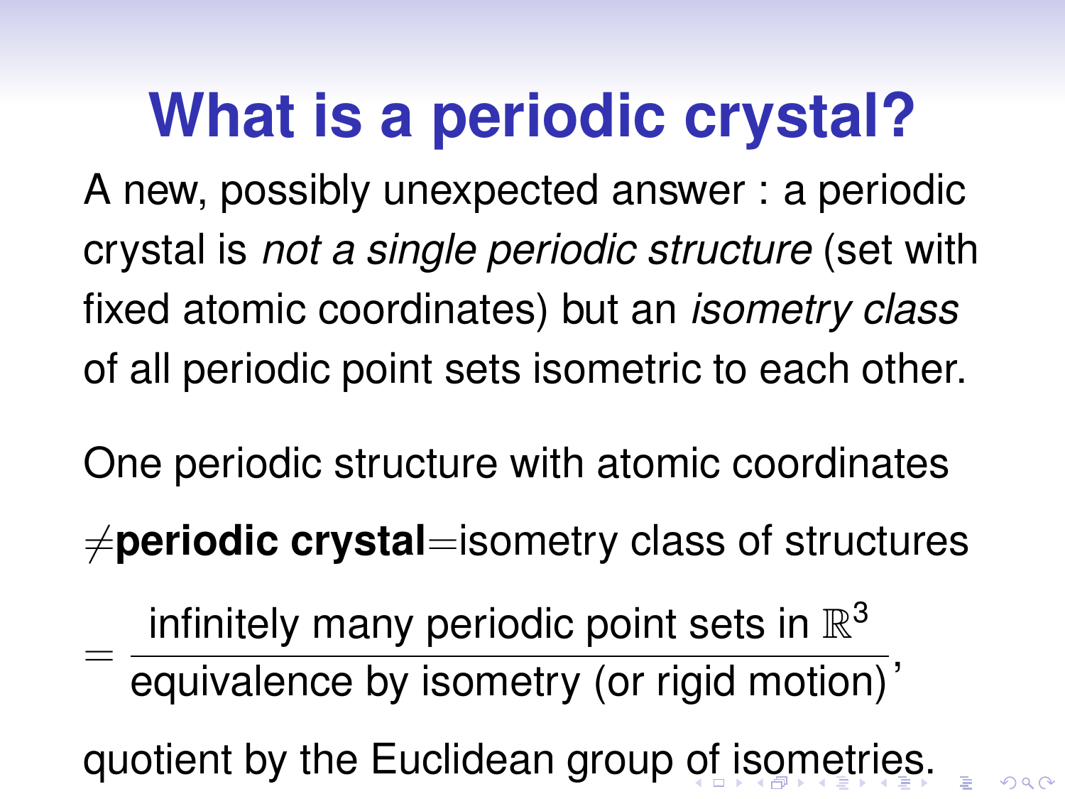# What is a periodic crystal?

A new, possibly unexpected answer : a periodic crystal is *not a single periodic structure* (set with fixed atomic coordinates) but an *isometry class* of all periodic point sets isometric to each other.

One periodic structure with atomic coordinates

$\neq$**periodic crystal**$=$isometry class of structures

$$= \frac{\text{infinitely many periodic point sets in } \mathbb{R}^3}{\text{equivalence by isometry (or rigid motion)}},$$

quotient by the Euclidean group of isometries.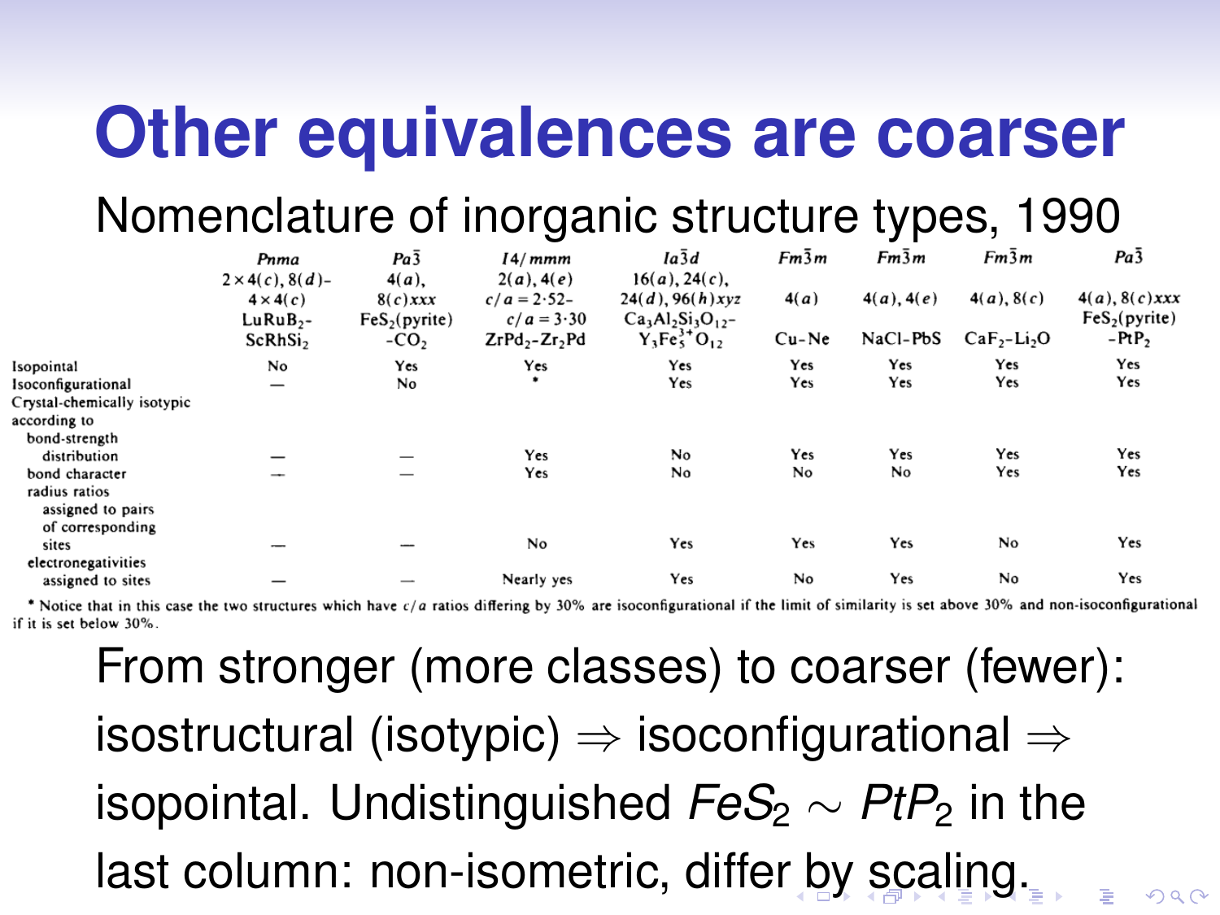# Other equivalences are coarser

Nomenclature of inorganic structure types, 1990

| | *Pnma* $2\times4(c), 8(d)$- $4\times4(c)$ $LuRuB_2$- $ScRhSi_2$ | $Pa\bar{3}$ $4(a)$, $8(c)xxx$ $FeS_2$(pyrite) -$CO_2$ | $I4/mmm$ $2(a), 4(e)$ $c/a=2{\cdot}52$- $c/a=3{\cdot}30$ $ZrPd_2$-$Zr_2Pd$ | $Ia\bar{3}d$ $16(a), 24(c)$, $24(d), 96(h)xyz$ $Ca_3Al_2Si_3O_{12}$- $Y_3Fe_5^{3+}O_{12}$ | $Fm\bar{3}m$ $4(a)$ Cu–Ne | $Fm\bar{3}m$ $4(a), 4(e)$ NaCl–PbS | $Fm\bar{3}m$ $4(a), 8(c)$ $CaF_2$–$Li_2O$ | $Pa\bar{3}$ $4(a), 8(c)xxx$ $FeS_2$(pyrite) –$PtP_2$ |
|---|---|---|---|---|---|---|---|---|
| Isopointal | No | Yes | Yes | Yes | Yes | Yes | Yes | Yes |
| Isoconfigurational | — | No | * | Yes | Yes | Yes | Yes | Yes |
| Crystal-chemically isotypic according to | | | | | | | | |
| bond-strength distribution | — | — | Yes | No | Yes | Yes | Yes | Yes |
| bond character | — | — | Yes | No | No | No | Yes | Yes |
| radius ratios assigned to pairs of corresponding sites | — | — | No | Yes | Yes | Yes | No | Yes |
| electronegativities assigned to sites | — | — | Nearly yes | Yes | No | Yes | No | Yes |

\* Notice that in this case the two structures which have $c/a$ ratios differing by 30% are isoconfigurational if the limit of similarity is set above 30% and non-isoconfigurational if it is set below 30%.

From stronger (more classes) to coarser (fewer): isostructural (isotypic) $\Rightarrow$ isoconfigurational $\Rightarrow$ isopointal. Undistinguished $FeS_2 \sim PtP_2$ in the last column: non-isometric, differ by scaling.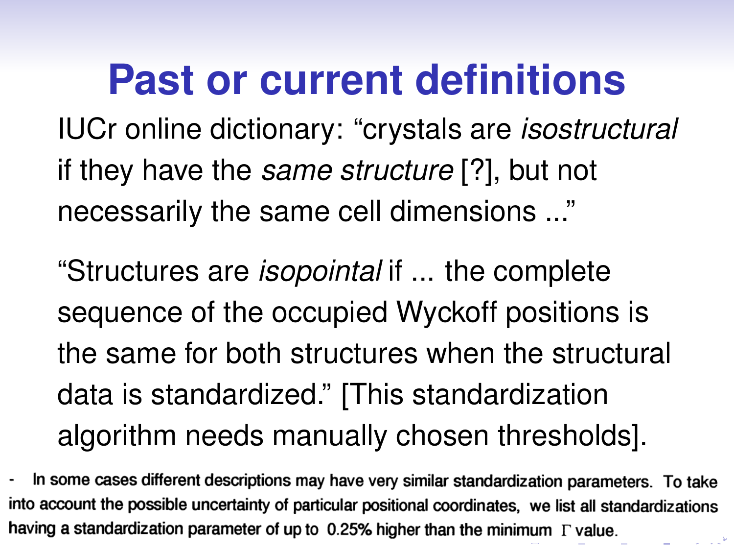# Past or current definitions

IUCr online dictionary: "crystals are *isostructural* if they have the *same structure* [?], but not necessarily the same cell dimensions ..."

"Structures are *isopointal* if ... the complete sequence of the occupied Wyckoff positions is the same for both structures when the structural data is standardized." [This standardization algorithm needs manually chosen thresholds].

- In some cases different descriptions may have very similar standardization parameters. To take into account the possible uncertainty of particular positional coordinates, we list all standardizations having a standardization parameter of up to 0.25% higher than the minimum $\Gamma$ value.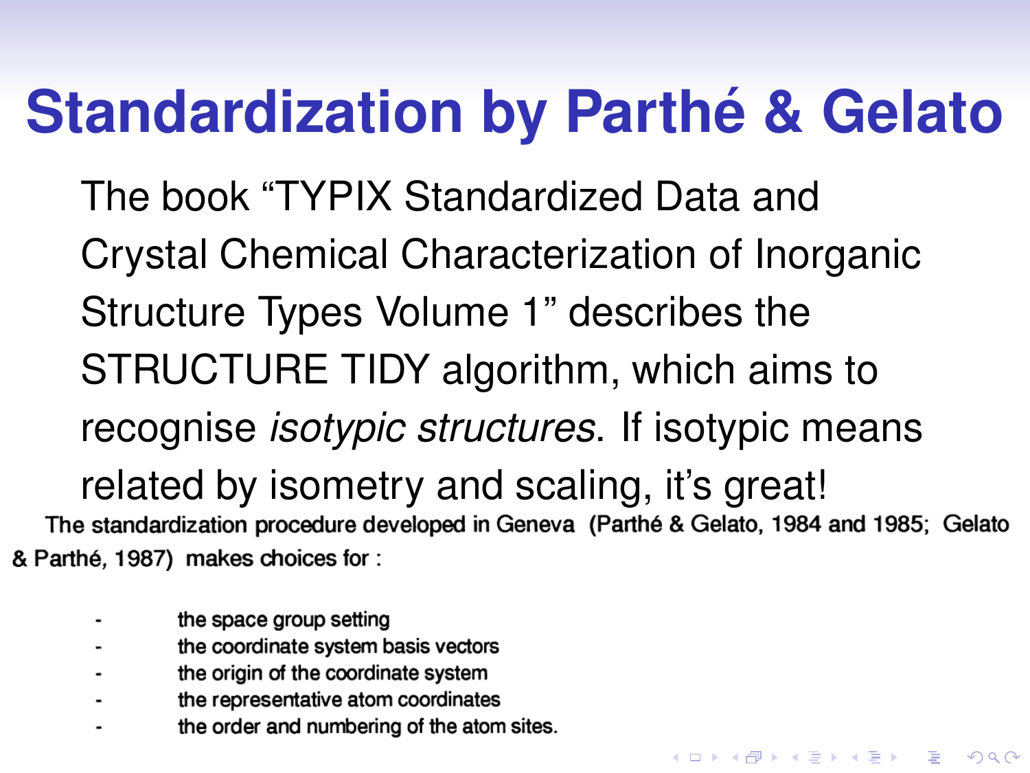# Standardization by Parthé & Gelato

The book "TYPIX Standardized Data and Crystal Chemical Characterization of Inorganic Structure Types Volume 1" describes the STRUCTURE TIDY algorithm, which aims to recognise *isotypic structures*. If isotypic means related by isometry and scaling, it's great!

The standardization procedure developed in Geneva (Parthé & Gelato, 1984 and 1985; Gelato & Parthé, 1987) makes choices for :

- the space group setting
- the coordinate system basis vectors
- the origin of the coordinate system
- the representative atom coordinates
- the order and numbering of the atom sites.